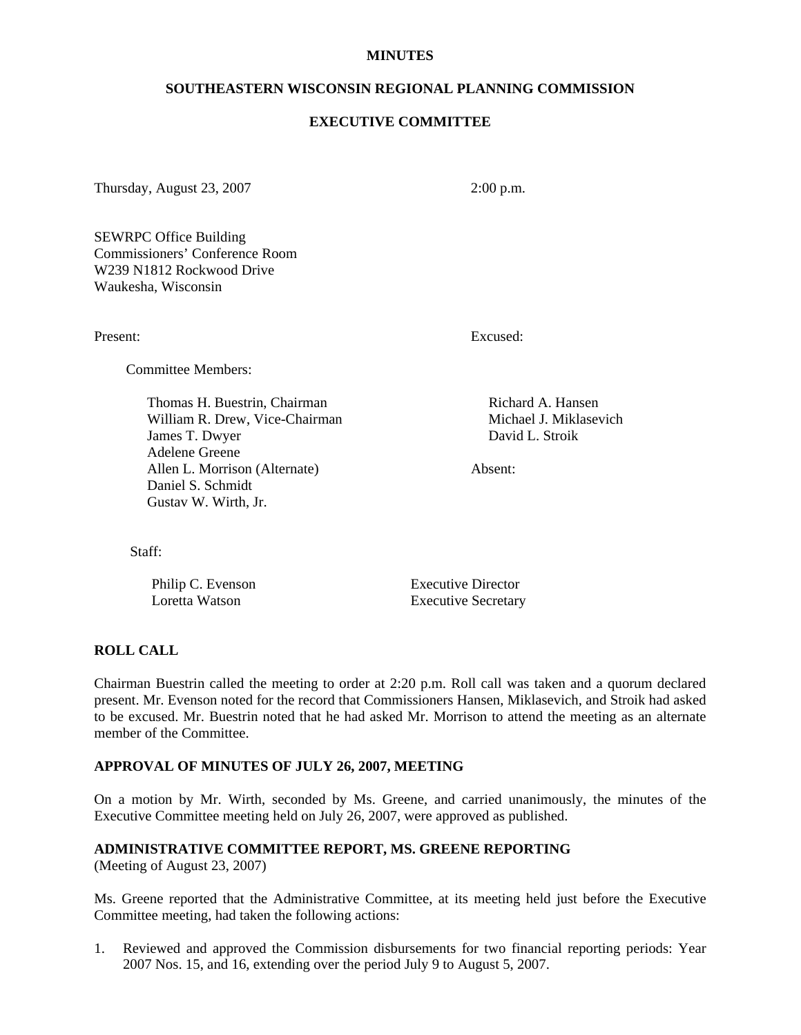**MINUTES**

**SOUTHEASTERN WISCONSIN REGIONAL PLANNING COMMISSION**

**EXECUTIVE COMMITTEE**

Thursday, August 23, 2007 2:00 p.m.

SEWRPC Office Building
Commissioners' Conference Room
W239 N1812 Rockwood Drive
Waukesha, Wisconsin

Present:

Committee Members:

Thomas H. Buestrin, Chairman
William R. Drew, Vice-Chairman
James T. Dwyer
Adelene Greene
Allen L. Morrison (Alternate)
Daniel S. Schmidt
Gustav W. Wirth, Jr.

Excused:

Richard A. Hansen
Michael J. Miklasevich
David L. Stroik

Absent:

Staff:

| | |
|---|---|
| Philip C. Evenson | Executive Director |
| Loretta Watson | Executive Secretary |

**ROLL CALL**

Chairman Buestrin called the meeting to order at 2:20 p.m. Roll call was taken and a quorum declared present. Mr. Evenson noted for the record that Commissioners Hansen, Miklasevich, and Stroik had asked to be excused. Mr. Buestrin noted that he had asked Mr. Morrison to attend the meeting as an alternate member of the Committee.

**APPROVAL OF MINUTES OF JULY 26, 2007, MEETING**

On a motion by Mr. Wirth, seconded by Ms. Greene, and carried unanimously, the minutes of the Executive Committee meeting held on July 26, 2007, were approved as published.

**ADMINISTRATIVE COMMITTEE REPORT, MS. GREENE REPORTING**
(Meeting of August 23, 2007)

Ms. Greene reported that the Administrative Committee, at its meeting held just before the Executive Committee meeting, had taken the following actions:

1. Reviewed and approved the Commission disbursements for two financial reporting periods: Year 2007 Nos. 15, and 16, extending over the period July 9 to August 5, 2007.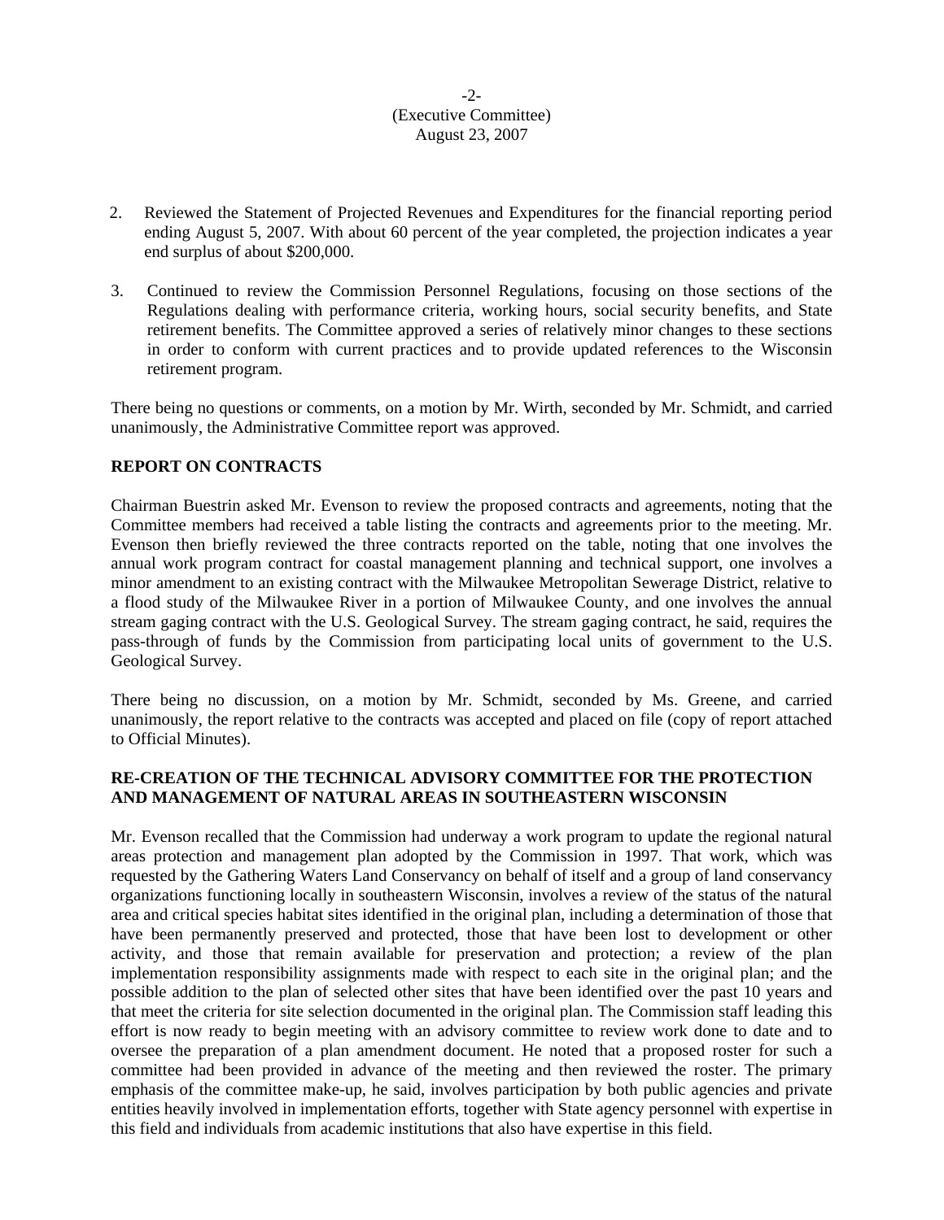2. Reviewed the Statement of Projected Revenues and Expenditures for the financial reporting period ending August 5, 2007. With about 60 percent of the year completed, the projection indicates a year end surplus of about $200,000.

3. Continued to review the Commission Personnel Regulations, focusing on those sections of the Regulations dealing with performance criteria, working hours, social security benefits, and State retirement benefits. The Committee approved a series of relatively minor changes to these sections in order to conform with current practices and to provide updated references to the Wisconsin retirement program.

There being no questions or comments, on a motion by Mr. Wirth, seconded by Mr. Schmidt, and carried unanimously, the Administrative Committee report was approved.

**REPORT ON CONTRACTS**

Chairman Buestrin asked Mr. Evenson to review the proposed contracts and agreements, noting that the Committee members had received a table listing the contracts and agreements prior to the meeting. Mr. Evenson then briefly reviewed the three contracts reported on the table, noting that one involves the annual work program contract for coastal management planning and technical support, one involves a minor amendment to an existing contract with the Milwaukee Metropolitan Sewerage District, relative to a flood study of the Milwaukee River in a portion of Milwaukee County, and one involves the annual stream gaging contract with the U.S. Geological Survey. The stream gaging contract, he said, requires the pass-through of funds by the Commission from participating local units of government to the U.S. Geological Survey.

There being no discussion, on a motion by Mr. Schmidt, seconded by Ms. Greene, and carried unanimously, the report relative to the contracts was accepted and placed on file (copy of report attached to Official Minutes).

**RE-CREATION OF THE TECHNICAL ADVISORY COMMITTEE FOR THE PROTECTION AND MANAGEMENT OF NATURAL AREAS IN SOUTHEASTERN WISCONSIN**

Mr. Evenson recalled that the Commission had underway a work program to update the regional natural areas protection and management plan adopted by the Commission in 1997. That work, which was requested by the Gathering Waters Land Conservancy on behalf of itself and a group of land conservancy organizations functioning locally in southeastern Wisconsin, involves a review of the status of the natural area and critical species habitat sites identified in the original plan, including a determination of those that have been permanently preserved and protected, those that have been lost to development or other activity, and those that remain available for preservation and protection; a review of the plan implementation responsibility assignments made with respect to each site in the original plan; and the possible addition to the plan of selected other sites that have been identified over the past 10 years and that meet the criteria for site selection documented in the original plan. The Commission staff leading this effort is now ready to begin meeting with an advisory committee to review work done to date and to oversee the preparation of a plan amendment document. He noted that a proposed roster for such a committee had been provided in advance of the meeting and then reviewed the roster. The primary emphasis of the committee make-up, he said, involves participation by both public agencies and private entities heavily involved in implementation efforts, together with State agency personnel with expertise in this field and individuals from academic institutions that also have expertise in this field.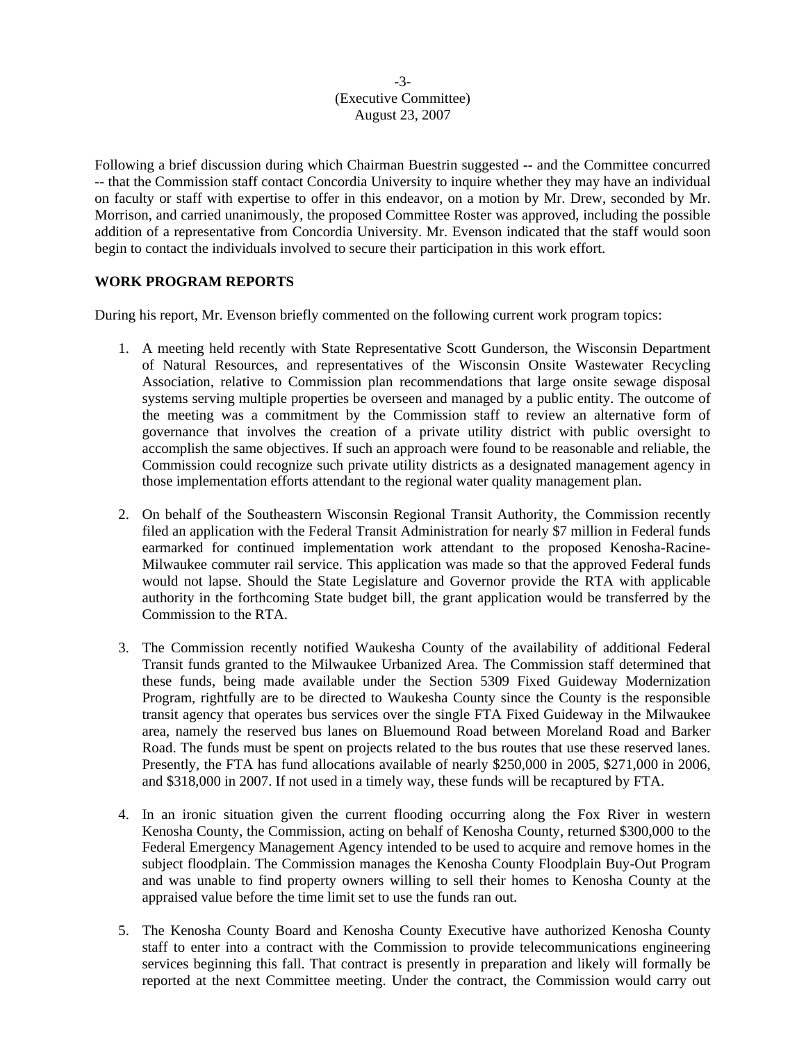Following a brief discussion during which Chairman Buestrin suggested -- and the Committee concurred -- that the Commission staff contact Concordia University to inquire whether they may have an individual on faculty or staff with expertise to offer in this endeavor, on a motion by Mr. Drew, seconded by Mr. Morrison, and carried unanimously, the proposed Committee Roster was approved, including the possible addition of a representative from Concordia University. Mr. Evenson indicated that the staff would soon begin to contact the individuals involved to secure their participation in this work effort.

**WORK PROGRAM REPORTS**

During his report, Mr. Evenson briefly commented on the following current work program topics:

1. A meeting held recently with State Representative Scott Gunderson, the Wisconsin Department of Natural Resources, and representatives of the Wisconsin Onsite Wastewater Recycling Association, relative to Commission plan recommendations that large onsite sewage disposal systems serving multiple properties be overseen and managed by a public entity. The outcome of the meeting was a commitment by the Commission staff to review an alternative form of governance that involves the creation of a private utility district with public oversight to accomplish the same objectives. If such an approach were found to be reasonable and reliable, the Commission could recognize such private utility districts as a designated management agency in those implementation efforts attendant to the regional water quality management plan.

2. On behalf of the Southeastern Wisconsin Regional Transit Authority, the Commission recently filed an application with the Federal Transit Administration for nearly $7 million in Federal funds earmarked for continued implementation work attendant to the proposed Kenosha-Racine-Milwaukee commuter rail service. This application was made so that the approved Federal funds would not lapse. Should the State Legislature and Governor provide the RTA with applicable authority in the forthcoming State budget bill, the grant application would be transferred by the Commission to the RTA.

3. The Commission recently notified Waukesha County of the availability of additional Federal Transit funds granted to the Milwaukee Urbanized Area. The Commission staff determined that these funds, being made available under the Section 5309 Fixed Guideway Modernization Program, rightfully are to be directed to Waukesha County since the County is the responsible transit agency that operates bus services over the single FTA Fixed Guideway in the Milwaukee area, namely the reserved bus lanes on Bluemound Road between Moreland Road and Barker Road. The funds must be spent on projects related to the bus routes that use these reserved lanes. Presently, the FTA has fund allocations available of nearly $250,000 in 2005, $271,000 in 2006, and $318,000 in 2007. If not used in a timely way, these funds will be recaptured by FTA.

4. In an ironic situation given the current flooding occurring along the Fox River in western Kenosha County, the Commission, acting on behalf of Kenosha County, returned $300,000 to the Federal Emergency Management Agency intended to be used to acquire and remove homes in the subject floodplain. The Commission manages the Kenosha County Floodplain Buy-Out Program and was unable to find property owners willing to sell their homes to Kenosha County at the appraised value before the time limit set to use the funds ran out.

5. The Kenosha County Board and Kenosha County Executive have authorized Kenosha County staff to enter into a contract with the Commission to provide telecommunications engineering services beginning this fall. That contract is presently in preparation and likely will formally be reported at the next Committee meeting. Under the contract, the Commission would carry out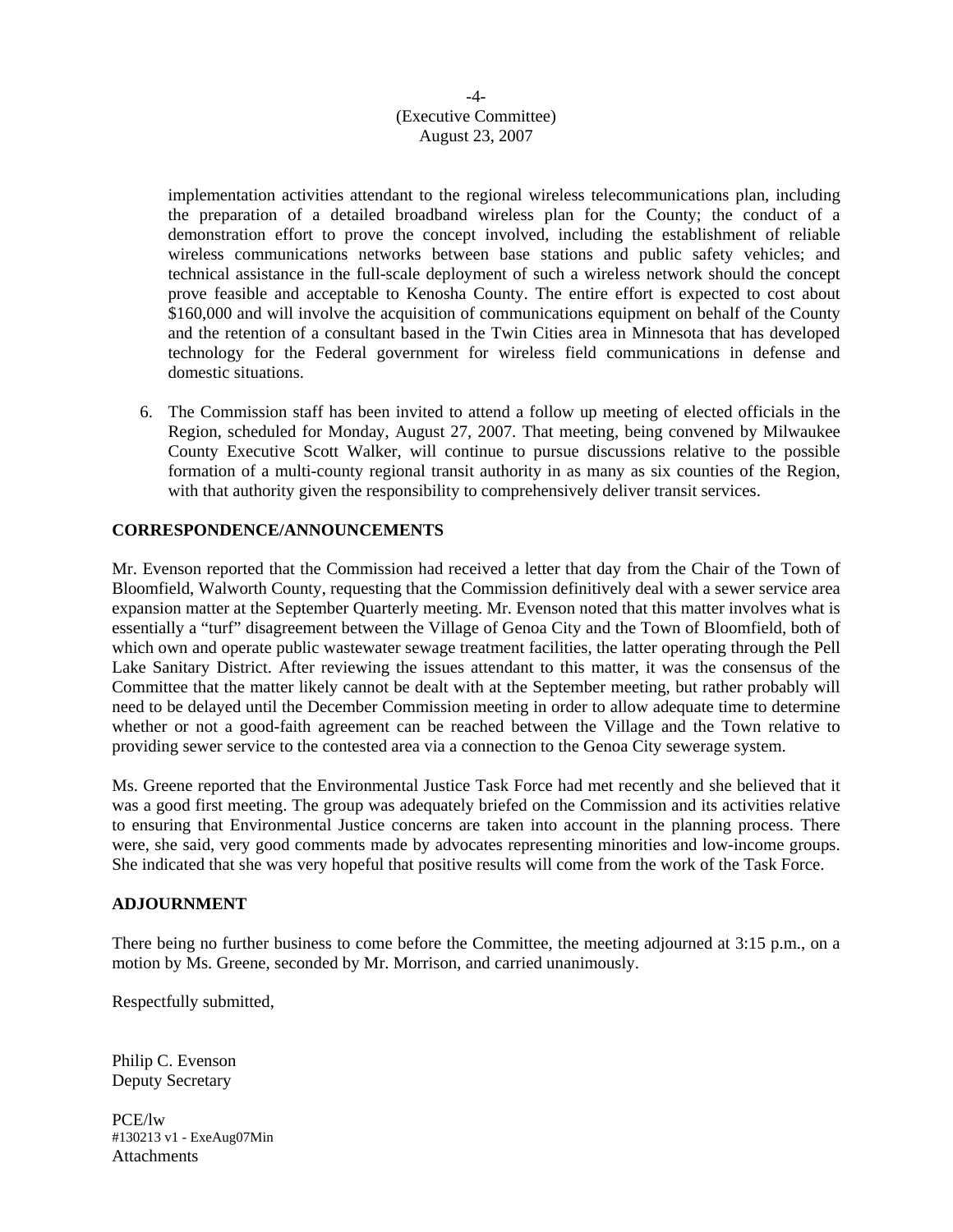implementation activities attendant to the regional wireless telecommunications plan, including the preparation of a detailed broadband wireless plan for the County; the conduct of a demonstration effort to prove the concept involved, including the establishment of reliable wireless communications networks between base stations and public safety vehicles; and technical assistance in the full-scale deployment of such a wireless network should the concept prove feasible and acceptable to Kenosha County. The entire effort is expected to cost about $160,000 and will involve the acquisition of communications equipment on behalf of the County and the retention of a consultant based in the Twin Cities area in Minnesota that has developed technology for the Federal government for wireless field communications in defense and domestic situations.

6. The Commission staff has been invited to attend a follow up meeting of elected officials in the Region, scheduled for Monday, August 27, 2007. That meeting, being convened by Milwaukee County Executive Scott Walker, will continue to pursue discussions relative to the possible formation of a multi-county regional transit authority in as many as six counties of the Region, with that authority given the responsibility to comprehensively deliver transit services.

**CORRESPONDENCE/ANNOUNCEMENTS**

Mr. Evenson reported that the Commission had received a letter that day from the Chair of the Town of Bloomfield, Walworth County, requesting that the Commission definitively deal with a sewer service area expansion matter at the September Quarterly meeting. Mr. Evenson noted that this matter involves what is essentially a "turf" disagreement between the Village of Genoa City and the Town of Bloomfield, both of which own and operate public wastewater sewage treatment facilities, the latter operating through the Pell Lake Sanitary District. After reviewing the issues attendant to this matter, it was the consensus of the Committee that the matter likely cannot be dealt with at the September meeting, but rather probably will need to be delayed until the December Commission meeting in order to allow adequate time to determine whether or not a good-faith agreement can be reached between the Village and the Town relative to providing sewer service to the contested area via a connection to the Genoa City sewerage system.

Ms. Greene reported that the Environmental Justice Task Force had met recently and she believed that it was a good first meeting. The group was adequately briefed on the Commission and its activities relative to ensuring that Environmental Justice concerns are taken into account in the planning process. There were, she said, very good comments made by advocates representing minorities and low-income groups. She indicated that she was very hopeful that positive results will come from the work of the Task Force.

**ADJOURNMENT**

There being no further business to come before the Committee, the meeting adjourned at 3:15 p.m., on a motion by Ms. Greene, seconded by Mr. Morrison, and carried unanimously.

Respectfully submitted,

Philip C. Evenson
Deputy Secretary

PCE/lw
#130213 v1 - ExeAug07Min
Attachments